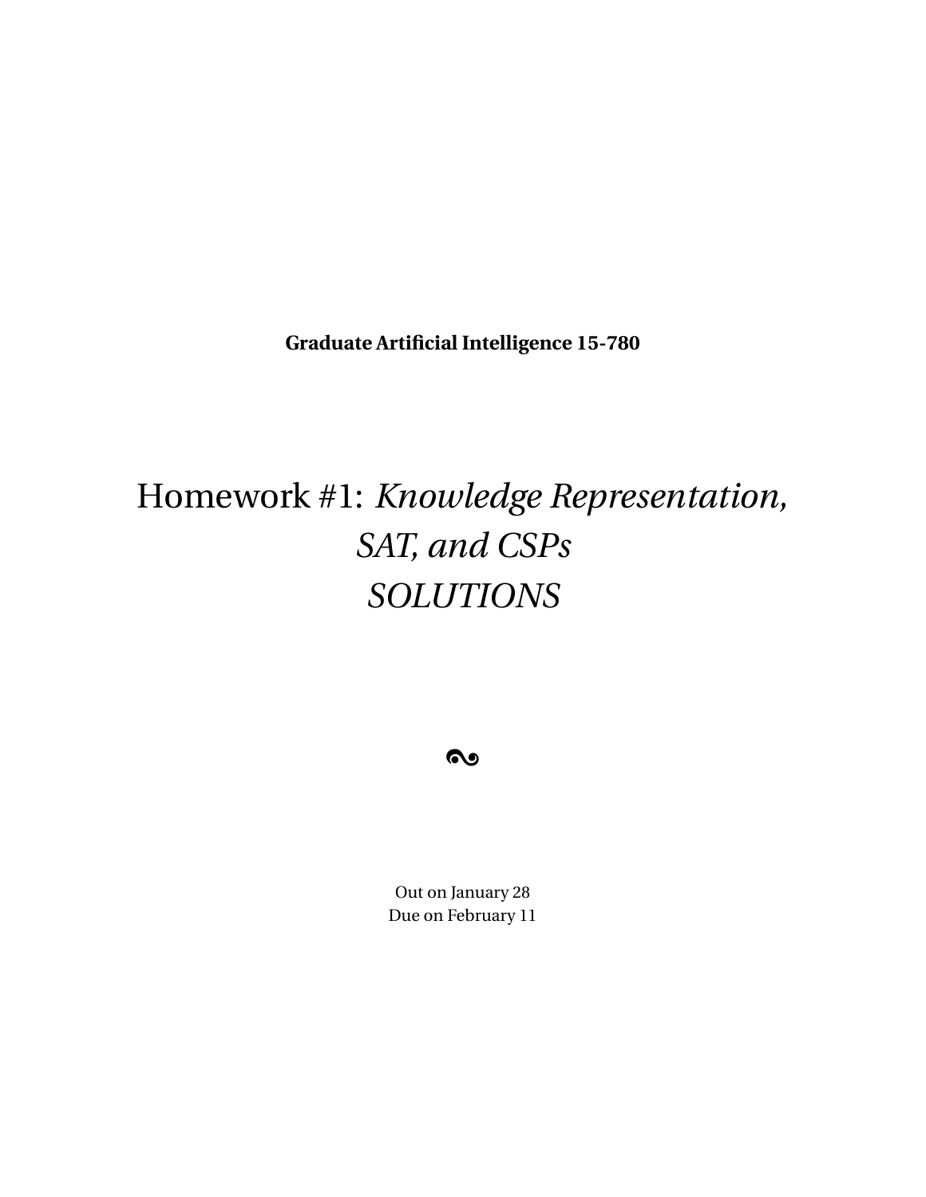**Graduate Artificial Intelligence 15-780**

# Homework #1: *Knowledge Representation, SAT, and CSPs* *SOLUTIONS*

☙

Out on January 28
Due on February 11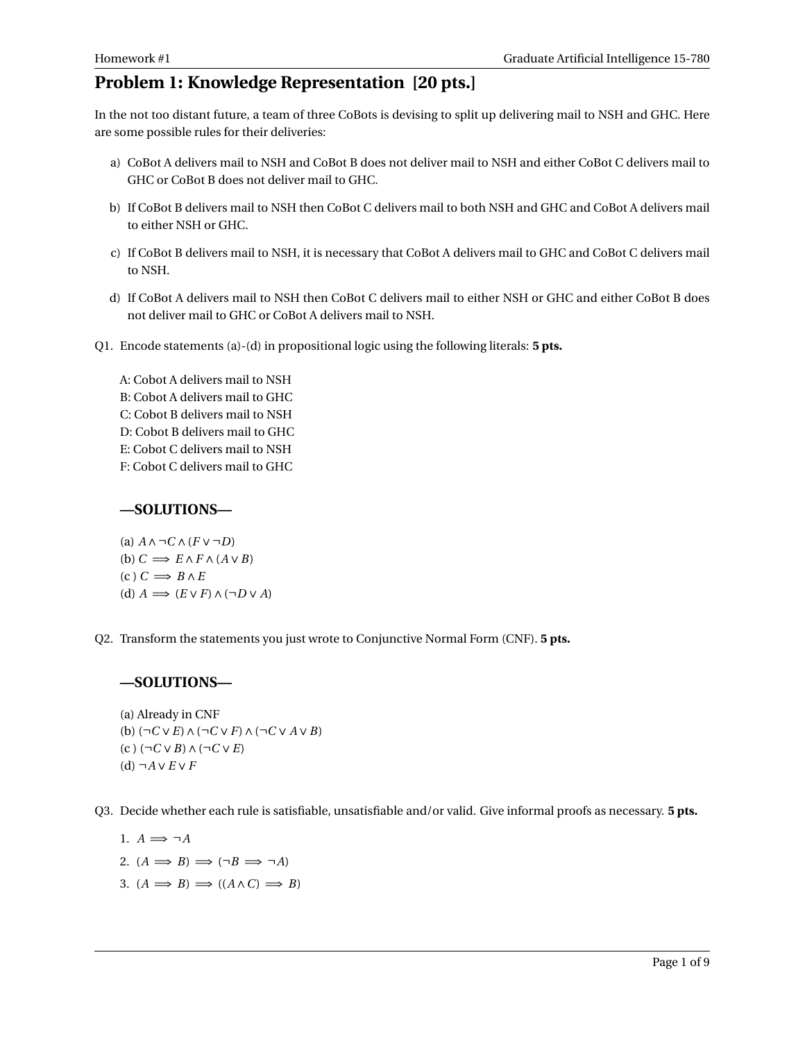# Problem 1: Knowledge Representation [20 pts.]

In the not too distant future, a team of three CoBots is devising to split up delivering mail to NSH and GHC. Here are some possible rules for their deliveries:

a) CoBot A delivers mail to NSH and CoBot B does not deliver mail to NSH and either CoBot C delivers mail to GHC or CoBot B does not deliver mail to GHC.

b) If CoBot B delivers mail to NSH then CoBot C delivers mail to both NSH and GHC and CoBot A delivers mail to either NSH or GHC.

c) If CoBot B delivers mail to NSH, it is necessary that CoBot A delivers mail to GHC and CoBot C delivers mail to NSH.

d) If CoBot A delivers mail to NSH then CoBot C delivers mail to either NSH or GHC and either CoBot B does not deliver mail to GHC or CoBot A delivers mail to NSH.

Q1. Encode statements (a)-(d) in propositional logic using the following literals: **5 pts.**

A: Cobot A delivers mail to NSH
B: Cobot A delivers mail to GHC
C: Cobot B delivers mail to NSH
D: Cobot B delivers mail to GHC
E: Cobot C delivers mail to NSH
F: Cobot C delivers mail to GHC

**—SOLUTIONS—**

(a) $A \land \neg C \land (F \lor \neg D)$
(b) $C \implies E \land F \land (A \lor B)$
(c ) $C \implies B \land E$
(d) $A \implies (E \lor F) \land (\neg D \lor A)$

Q2. Transform the statements you just wrote to Conjunctive Normal Form (CNF). **5 pts.**

**—SOLUTIONS—**

(a) Already in CNF
(b) $(\neg C \lor E) \land (\neg C \lor F) \land (\neg C \lor A \lor B)$
(c ) $(\neg C \lor B) \land (\neg C \lor E)$
(d) $\neg A \lor E \lor F$

Q3. Decide whether each rule is satisfiable, unsatisfiable and/or valid. Give informal proofs as necessary. **5 pts.**

1. $A \implies \neg A$
2. $(A \implies B) \implies (\neg B \implies \neg A)$
3. $(A \implies B) \implies ((A \land C) \implies B)$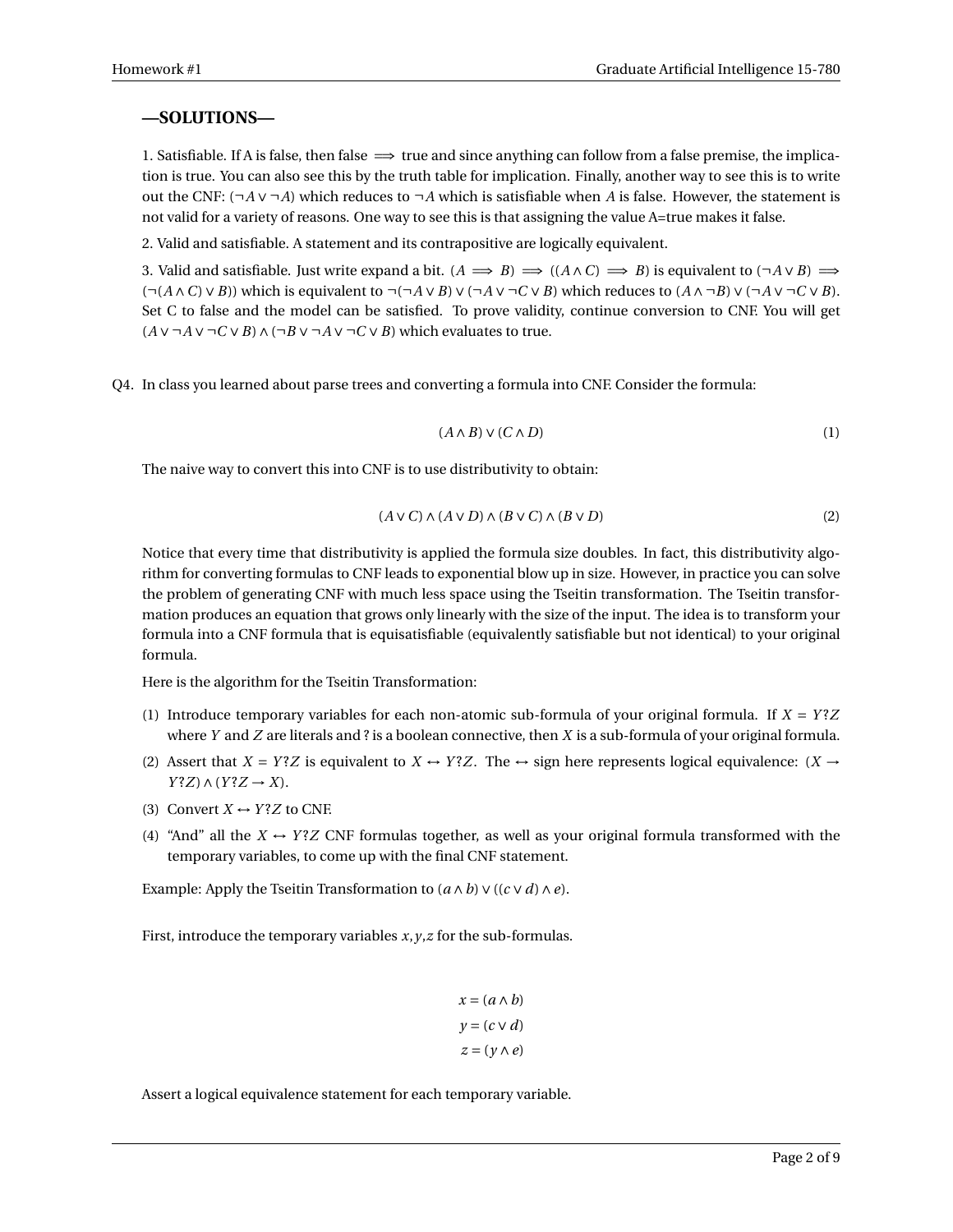## —SOLUTIONS—

1. Satisfiable. If A is false, then false $\implies$ true and since anything can follow from a false premise, the implication is true. You can also see this by the truth table for implication. Finally, another way to see this is to write out the CNF: $(\neg A \vee \neg A)$ which reduces to $\neg A$ which is satisfiable when $A$ is false. However, the statement is not valid for a variety of reasons. One way to see this is that assigning the value A=true makes it false.

2. Valid and satisfiable. A statement and its contrapositive are logically equivalent.

3. Valid and satisfiable. Just write expand a bit. $(A \implies B) \implies ((A \wedge C) \implies B)$ is equivalent to $(\neg A \vee B) \implies (\neg(A \wedge C) \vee B))$ which is equivalent to $\neg(\neg A \vee B) \vee (\neg A \vee \neg C \vee B)$ which reduces to $(A \wedge \neg B) \vee (\neg A \vee \neg C \vee B)$. Set C to false and the model can be satisfied. To prove validity, continue conversion to CNF. You will get $(A \vee \neg A \vee \neg C \vee B) \wedge (\neg B \vee \neg A \vee \neg C \vee B)$ which evaluates to true.

Q4. In class you learned about parse trees and converting a formula into CNF. Consider the formula:

$$(A \wedge B) \vee (C \wedge D) \tag{1}$$

The naive way to convert this into CNF is to use distributivity to obtain:

$$(A \vee C) \wedge (A \vee D) \wedge (B \vee C) \wedge (B \vee D) \tag{2}$$

Notice that every time that distributivity is applied the formula size doubles. In fact, this distributivity algorithm for converting formulas to CNF leads to exponential blow up in size. However, in practice you can solve the problem of generating CNF with much less space using the Tseitin transformation. The Tseitin transformation produces an equation that grows only linearly with the size of the input. The idea is to transform your formula into a CNF formula that is equisatisfiable (equivalently satisfiable but not identical) to your original formula.

Here is the algorithm for the Tseitin Transformation:

(1) Introduce temporary variables for each non-atomic sub-formula of your original formula. If $X = Y?Z$ where $Y$ and $Z$ are literals and ? is a boolean connective, then $X$ is a sub-formula of your original formula.

(2) Assert that $X = Y?Z$ is equivalent to $X \leftrightarrow Y?Z$. The $\leftrightarrow$ sign here represents logical equivalence: $(X \rightarrow Y?Z) \wedge (Y?Z \rightarrow X)$.

(3) Convert $X \leftrightarrow Y?Z$ to CNF.

(4) "And" all the $X \leftrightarrow Y?Z$ CNF formulas together, as well as your original formula transformed with the temporary variables, to come up with the final CNF statement.

Example: Apply the Tseitin Transformation to $(a \wedge b) \vee ((c \vee d) \wedge e)$.

First, introduce the temporary variables $x, y, z$ for the sub-formulas.

$$x = (a \wedge b)$$
$$y = (c \vee d)$$
$$z = (y \wedge e)$$

Assert a logical equivalence statement for each temporary variable.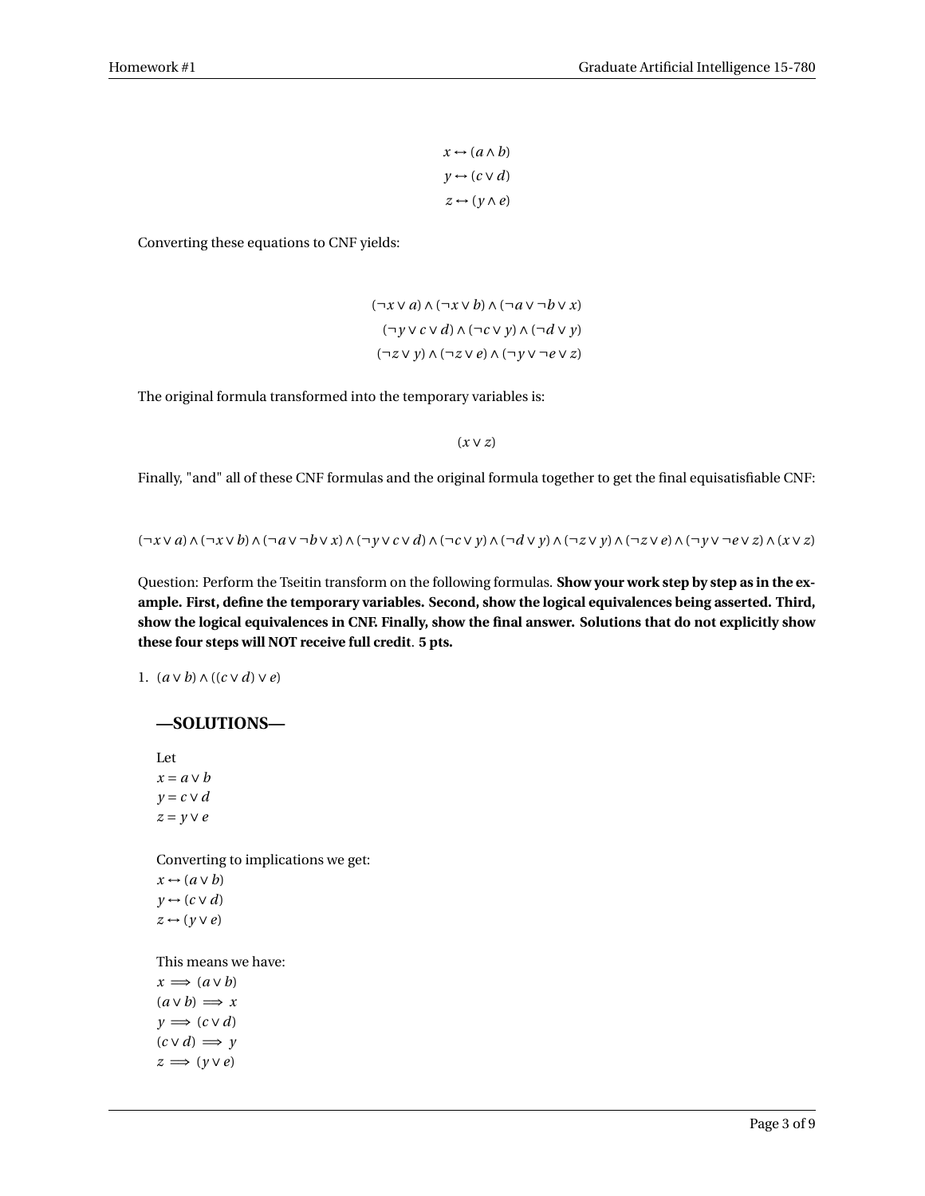$$x \leftrightarrow (a \wedge b)$$
$$y \leftrightarrow (c \vee d)$$
$$z \leftrightarrow (y \wedge e)$$

Converting these equations to CNF yields:

$$(\neg x \vee a) \wedge (\neg x \vee b) \wedge (\neg a \vee \neg b \vee x)$$
$$(\neg y \vee c \vee d) \wedge (\neg c \vee y) \wedge (\neg d \vee y)$$
$$(\neg z \vee y) \wedge (\neg z \vee e) \wedge (\neg y \vee \neg e \vee z)$$

The original formula transformed into the temporary variables is:

$$(x \vee z)$$

Finally, "and" all of these CNF formulas and the original formula together to get the final equisatisfiable CNF:

$$(\neg x \vee a) \wedge (\neg x \vee b) \wedge (\neg a \vee \neg b \vee x) \wedge (\neg y \vee c \vee d) \wedge (\neg c \vee y) \wedge (\neg d \vee y) \wedge (\neg z \vee y) \wedge (\neg z \vee e) \wedge (\neg y \vee \neg e \vee z) \wedge (x \vee z)$$

Question: Perform the Tseitin transform on the following formulas. **Show your work step by step as in the example. First, define the temporary variables. Second, show the logical equivalences being asserted. Third, show the logical equivalences in CNF. Finally, show the final answer. Solutions that do not explicitly show these four steps will NOT receive full credit**. **5 pts.**

1. $(a \vee b) \wedge ((c \vee d) \vee e)$

### —SOLUTIONS—

Let
$x = a \vee b$
$y = c \vee d$
$z = y \vee e$

Converting to implications we get:
$x \leftrightarrow (a \vee b)$
$y \leftrightarrow (c \vee d)$
$z \leftrightarrow (y \vee e)$

This means we have:
$x \implies (a \vee b)$
$(a \vee b) \implies x$
$y \implies (c \vee d)$
$(c \vee d) \implies y$
$z \implies (y \vee e)$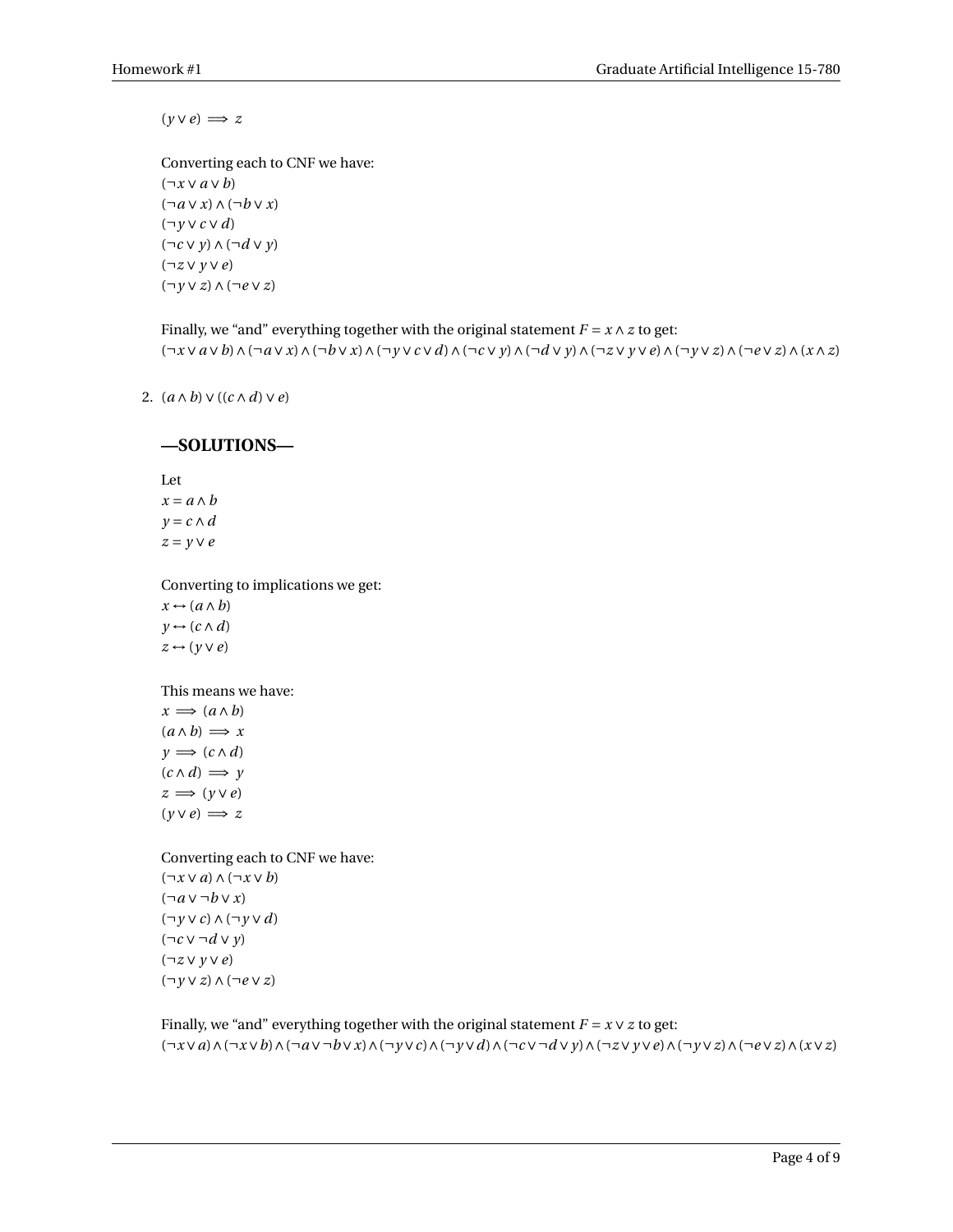$(y \lor e) \implies z$

Converting each to CNF we have:
$(\neg x \lor a \lor b)$
$(\neg a \lor x) \land (\neg b \lor x)$
$(\neg y \lor c \lor d)$
$(\neg c \lor y) \land (\neg d \lor y)$
$(\neg z \lor y \lor e)$
$(\neg y \lor z) \land (\neg e \lor z)$

Finally, we "and" everything together with the original statement $F = x \land z$ to get:
$(\neg x \lor a \lor b) \land (\neg a \lor x) \land (\neg b \lor x) \land (\neg y \lor c \lor d) \land (\neg c \lor y) \land (\neg d \lor y) \land (\neg z \lor y \lor e) \land (\neg y \lor z) \land (\neg e \lor z) \land (x \land z)$

2. $(a \land b) \lor ((c \land d) \lor e)$

**—SOLUTIONS—**

Let
$x = a \land b$
$y = c \land d$
$z = y \lor e$

Converting to implications we get:
$x \leftrightarrow (a \land b)$
$y \leftrightarrow (c \land d)$
$z \leftrightarrow (y \lor e)$

This means we have:
$x \implies (a \land b)$
$(a \land b) \implies x$
$y \implies (c \land d)$
$(c \land d) \implies y$
$z \implies (y \lor e)$
$(y \lor e) \implies z$

Converting each to CNF we have:
$(\neg x \lor a) \land (\neg x \lor b)$
$(\neg a \lor \neg b \lor x)$
$(\neg y \lor c) \land (\neg y \lor d)$
$(\neg c \lor \neg d \lor y)$
$(\neg z \lor y \lor e)$
$(\neg y \lor z) \land (\neg e \lor z)$

Finally, we "and" everything together with the original statement $F = x \lor z$ to get:
$(\neg x \lor a) \land (\neg x \lor b) \land (\neg a \lor \neg b \lor x) \land (\neg y \lor c) \land (\neg y \lor d) \land (\neg c \lor \neg d \lor y) \land (\neg z \lor y \lor e) \land (\neg y \lor z) \land (\neg e \lor z) \land (x \lor z)$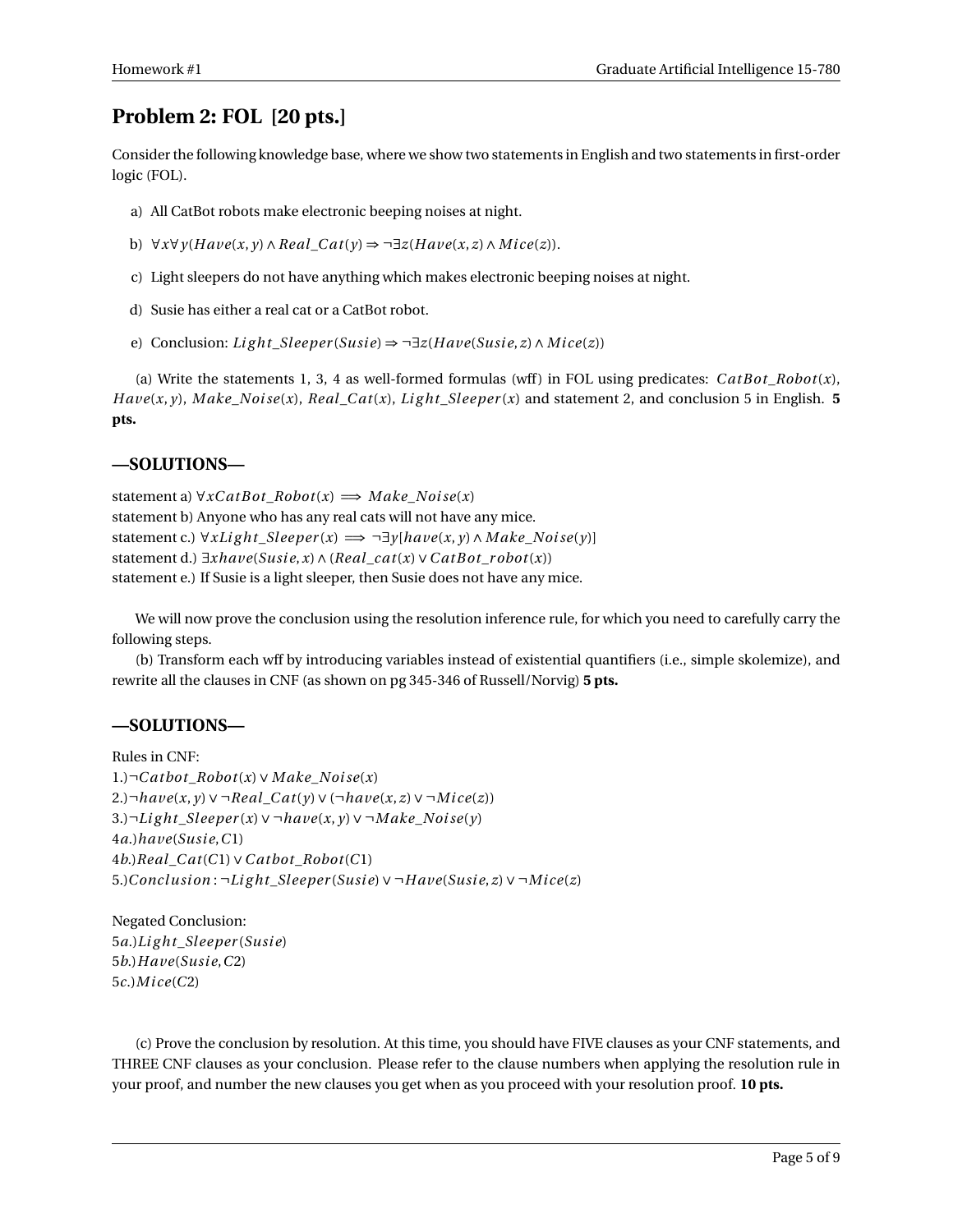## Problem 2: FOL [20 pts.]

Consider the following knowledge base, where we show two statements in English and two statements in first-order logic (FOL).

a) All CatBot robots make electronic beeping noises at night.

b) $\forall x \forall y (Have(x,y) \land Real\_Cat(y) \Rightarrow \neg \exists z (Have(x,z) \land Mice(z))$.

c) Light sleepers do not have anything which makes electronic beeping noises at night.

d) Susie has either a real cat or a CatBot robot.

e) Conclusion: $Light\_Sleeper(Susie) \Rightarrow \neg \exists z (Have(Susie, z) \land Mice(z))$

(a) Write the statements 1, 3, 4 as well-formed formulas (wff) in FOL using predicates: $CatBot\_Robot(x)$, $Have(x,y)$, $Make\_Noise(x)$, $Real\_Cat(x)$, $Light\_Sleeper(x)$ and statement 2, and conclusion 5 in English. **5 pts.**

### —SOLUTIONS—

statement a) $\forall x CatBot\_Robot(x) \implies Make\_Noise(x)$
statement b) Anyone who has any real cats will not have any mice.
statement c.) $\forall x Light\_Sleeper(x) \implies \neg \exists y [have(x,y) \land Make\_Noise(y)]$
statement d.) $\exists x have(Susie, x) \land (Real\_cat(x) \lor CatBot\_robot(x))$
statement e.) If Susie is a light sleeper, then Susie does not have any mice.

We will now prove the conclusion using the resolution inference rule, for which you need to carefully carry the following steps.

(b) Transform each wff by introducing variables instead of existential quantifiers (i.e., simple skolemize), and rewrite all the clauses in CNF (as shown on pg 345-346 of Russell/Norvig) **5 pts.**

### —SOLUTIONS—

Rules in CNF:
1.) $\neg Catbot\_Robot(x) \lor Make\_Noise(x)$
2.) $\neg have(x,y) \lor \neg Real\_Cat(y) \lor (\neg have(x,z) \lor \neg Mice(z))$
3.) $\neg Light\_Sleeper(x) \lor \neg have(x,y) \lor \neg Make\_Noise(y)$
4a.) $have(Susie, C1)$
4b.) $Real\_Cat(C1) \lor Catbot\_Robot(C1)$
5.) $Conclusion : \neg Light\_Sleeper(Susie) \lor \neg Have(Susie, z) \lor \neg Mice(z)$

Negated Conclusion:
5a.) $Light\_Sleeper(Susie)$
5b.) $Have(Susie, C2)$
5c.) $Mice(C2)$

(c) Prove the conclusion by resolution. At this time, you should have FIVE clauses as your CNF statements, and THREE CNF clauses as your conclusion. Please refer to the clause numbers when applying the resolution rule in your proof, and number the new clauses you get when as you proceed with your resolution proof. **10 pts.**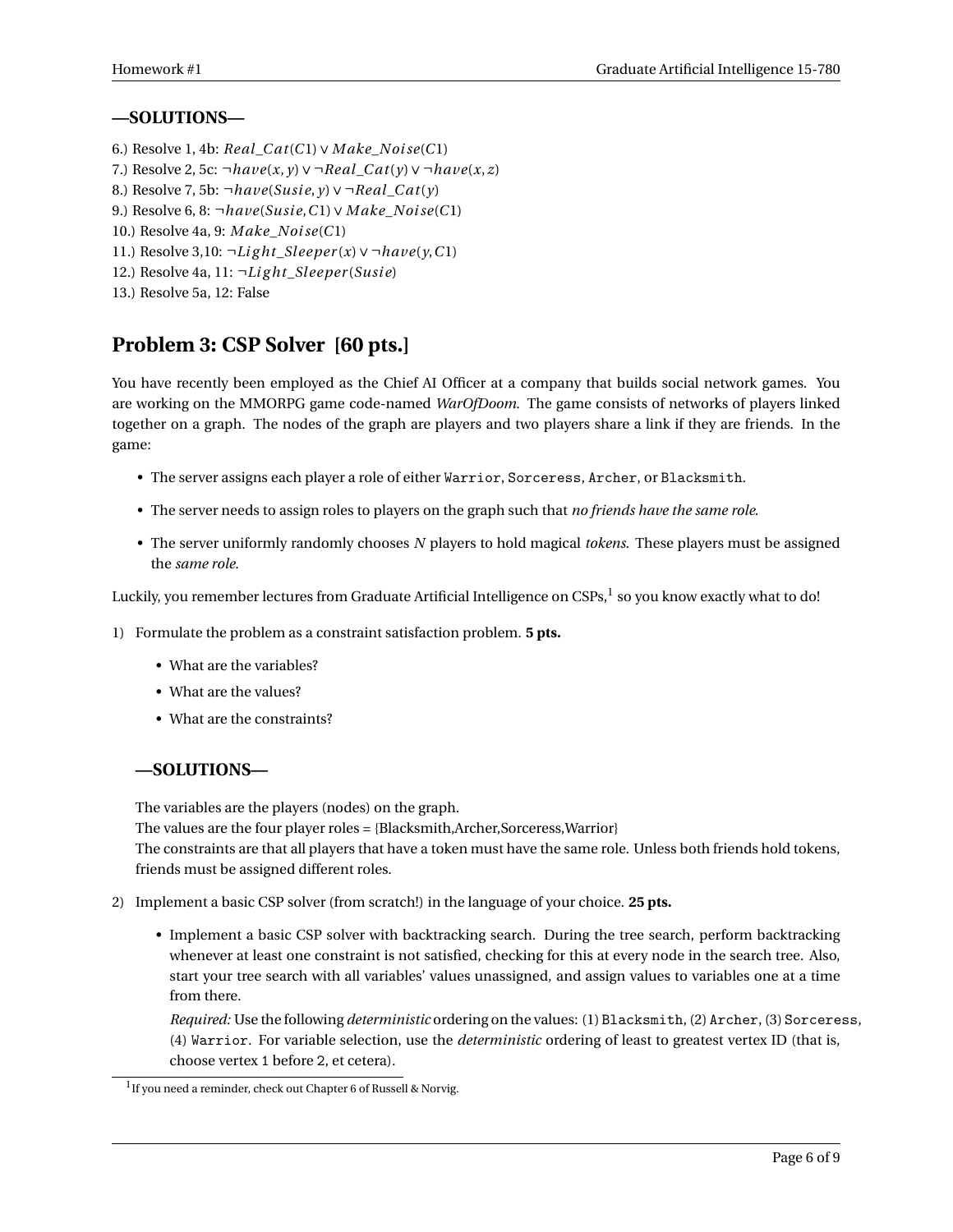**—SOLUTIONS—**

6.) Resolve 1, 4b: $Real\_Cat(C1) \vee Make\_Noise(C1)$
7.) Resolve 2, 5c: $\neg have(x, y) \vee \neg Real\_Cat(y) \vee \neg have(x, z)$
8.) Resolve 7, 5b: $\neg have(Susie, y) \vee \neg Real\_Cat(y)$
9.) Resolve 6, 8: $\neg have(Susie, C1) \vee Make\_Noise(C1)$
10.) Resolve 4a, 9: $Make\_Noise(C1)$
11.) Resolve 3,10: $\neg Light\_Sleeper(x) \vee \neg have(y, C1)$
12.) Resolve 4a, 11: $\neg Light\_Sleeper(Susie)$
13.) Resolve 5a, 12: False

## Problem 3: CSP Solver [60 pts.]

You have recently been employed as the Chief AI Officer at a company that builds social network games. You are working on the MMORPG game code-named *WarOfDoom*. The game consists of networks of players linked together on a graph. The nodes of the graph are players and two players share a link if they are friends. In the game:

- The server assigns each player a role of either `Warrior`, `Sorceress`, `Archer`, or `Blacksmith`.
- The server needs to assign roles to players on the graph such that *no friends have the same role*.
- The server uniformly randomly chooses $N$ players to hold magical *tokens*. These players must be assigned the *same role*.

Luckily, you remember lectures from Graduate Artificial Intelligence on CSPs,[1] so you know exactly what to do!

1) Formulate the problem as a constraint satisfaction problem. **5 pts.**

   - What are the variables?
   - What are the values?
   - What are the constraints?

   **—SOLUTIONS—**

   The variables are the players (nodes) on the graph.
   The values are the four player roles = {Blacksmith,Archer,Sorceress,Warrior}
   The constraints are that all players that have a token must have the same role. Unless both friends hold tokens, friends must be assigned different roles.

2) Implement a basic CSP solver (from scratch!) in the language of your choice. **25 pts.**

   - Implement a basic CSP solver with backtracking search. During the tree search, perform backtracking whenever at least one constraint is not satisfied, checking for this at every node in the search tree. Also, start your tree search with all variables' values unassigned, and assign values to variables one at a time from there.

     *Required:* Use the following *deterministic* ordering on the values: (1) `Blacksmith`, (2) `Archer`, (3) `Sorceress`, (4) `Warrior`. For variable selection, use the *deterministic* ordering of least to greatest vertex ID (that is, choose vertex 1 before 2, et cetera).

[1] If you need a reminder, check out Chapter 6 of Russell & Norvig.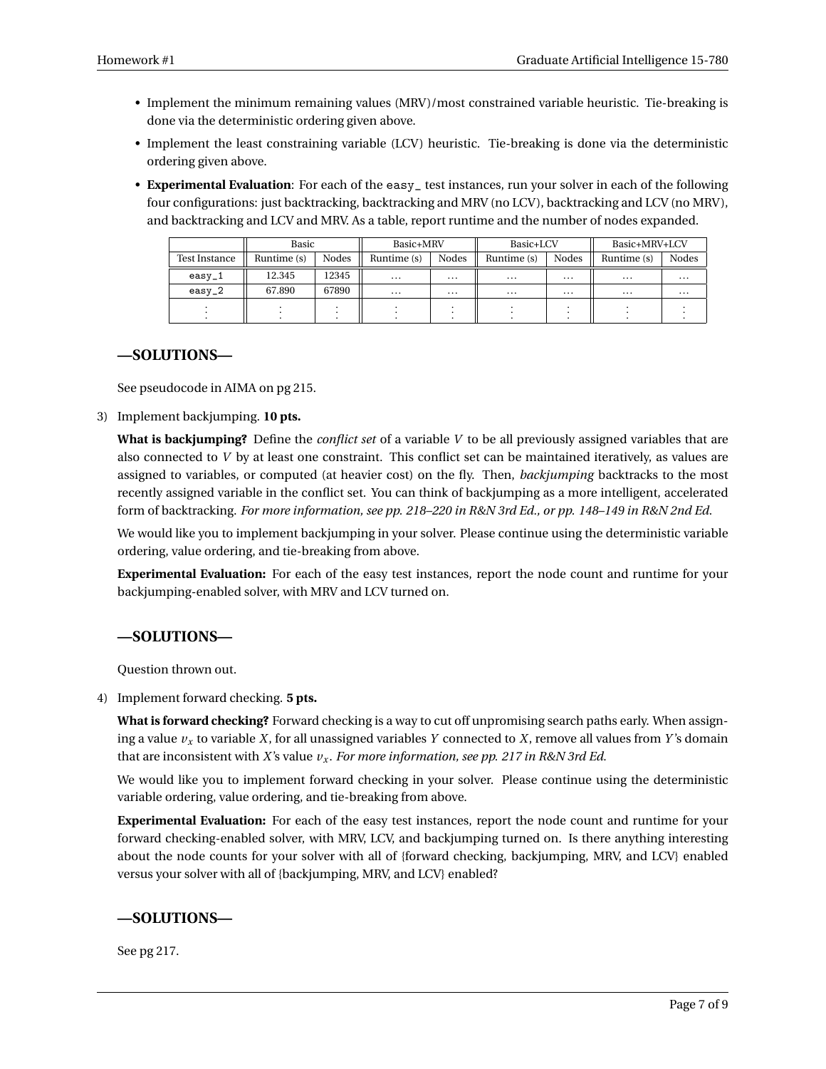- Implement the minimum remaining values (MRV)/most constrained variable heuristic. Tie-breaking is done via the deterministic ordering given above.
- Implement the least constraining variable (LCV) heuristic. Tie-breaking is done via the deterministic ordering given above.
- **Experimental Evaluation**: For each of the easy_ test instances, run your solver in each of the following four configurations: just backtracking, backtracking and MRV (no LCV), backtracking and LCV (no MRV), and backtracking and LCV and MRV. As a table, report runtime and the number of nodes expanded.

| | Basic | | Basic+MRV | | Basic+LCV | | Basic+MRV+LCV | |
|---|---|---|---|---|---|---|---|---|
| Test Instance | Runtime (s) | Nodes | Runtime (s) | Nodes | Runtime (s) | Nodes | Runtime (s) | Nodes |
| easy_1 | 12.345 | 12345 | ... | ... | ... | ... | ... | ... |
| easy_2 | 67.890 | 67890 | ... | ... | ... | ... | ... | ... |
| ⋮ | ⋮ | ⋮ | ⋮ | ⋮ | ⋮ | ⋮ | ⋮ | ⋮ |

**—SOLUTIONS—**

See pseudocode in AIMA on pg 215.

3) Implement backjumping. **10 pts.**

**What is backjumping?** Define the *conflict set* of a variable $V$ to be all previously assigned variables that are also connected to $V$ by at least one constraint. This conflict set can be maintained iteratively, as values are assigned to variables, or computed (at heavier cost) on the fly. Then, *backjumping* backtracks to the most recently assigned variable in the conflict set. You can think of backjumping as a more intelligent, accelerated form of backtracking. *For more information, see pp. 218–220 in R&N 3rd Ed., or pp. 148–149 in R&N 2nd Ed.*

We would like you to implement backjumping in your solver. Please continue using the deterministic variable ordering, value ordering, and tie-breaking from above.

**Experimental Evaluation:** For each of the easy test instances, report the node count and runtime for your backjumping-enabled solver, with MRV and LCV turned on.

**—SOLUTIONS—**

Question thrown out.

4) Implement forward checking. **5 pts.**

**What is forward checking?** Forward checking is a way to cut off unpromising search paths early. When assigning a value $v_x$ to variable $X$, for all unassigned variables $Y$ connected to $X$, remove all values from $Y$'s domain that are inconsistent with $X$'s value $v_x$. *For more information, see pp. 217 in R&N 3rd Ed.*

We would like you to implement forward checking in your solver. Please continue using the deterministic variable ordering, value ordering, and tie-breaking from above.

**Experimental Evaluation:** For each of the easy test instances, report the node count and runtime for your forward checking-enabled solver, with MRV, LCV, and backjumping turned on. Is there anything interesting about the node counts for your solver with all of {forward checking, backjumping, MRV, and LCV} enabled versus your solver with all of {backjumping, MRV, and LCV} enabled?

**—SOLUTIONS—**

See pg 217.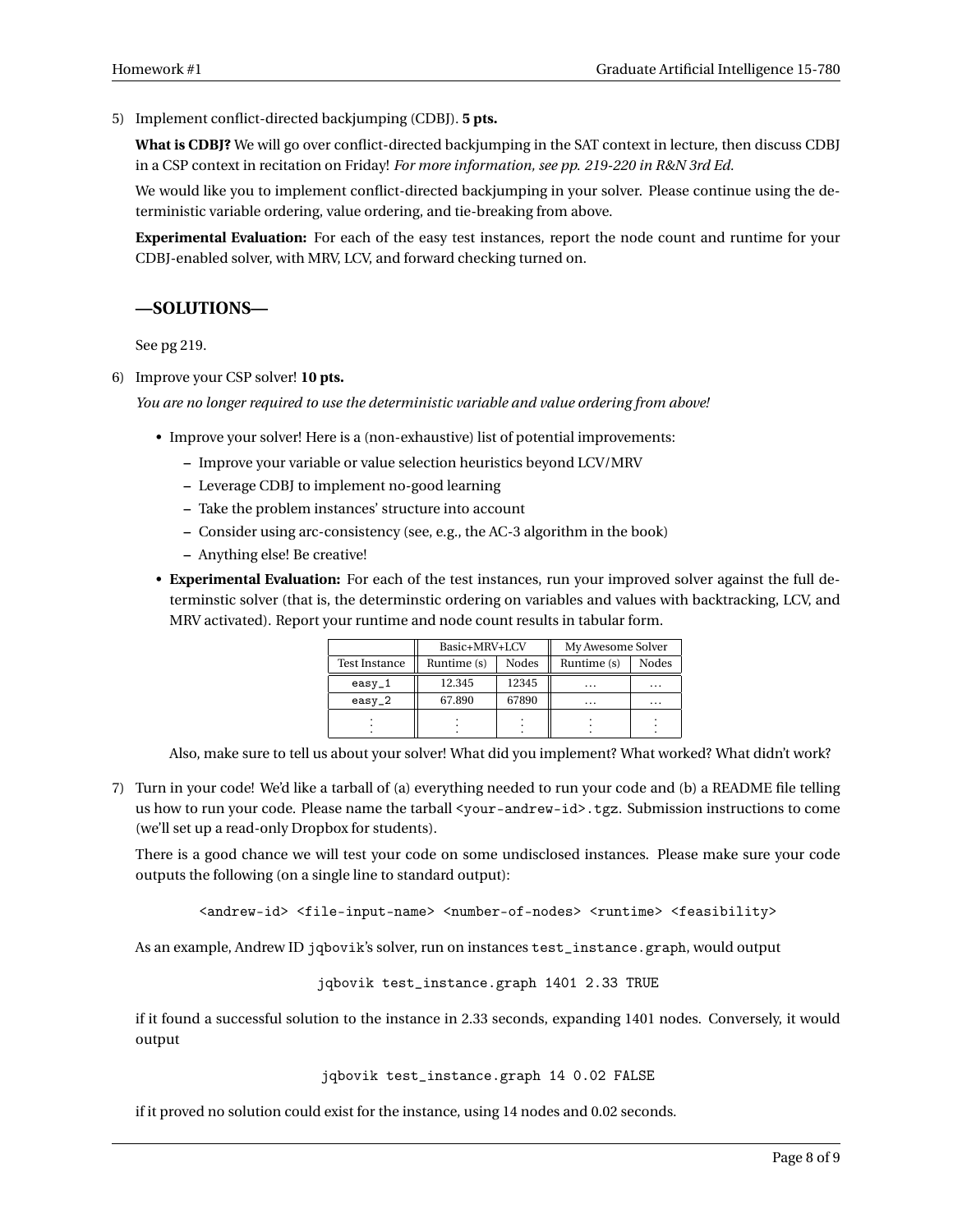5) Implement conflict-directed backjumping (CDBJ). **5 pts.**

   **What is CDBJ?** We will go over conflict-directed backjumping in the SAT context in lecture, then discuss CDBJ in a CSP context in recitation on Friday! *For more information, see pp. 219-220 in R&N 3rd Ed.*

   We would like you to implement conflict-directed backjumping in your solver. Please continue using the deterministic variable ordering, value ordering, and tie-breaking from above.

   **Experimental Evaluation:** For each of the easy test instances, report the node count and runtime for your CDBJ-enabled solver, with MRV, LCV, and forward checking turned on.

## —SOLUTIONS—

See pg 219.

6) Improve your CSP solver! **10 pts.**

   *You are no longer required to use the deterministic variable and value ordering from above!*

   - Improve your solver! Here is a (non-exhaustive) list of potential improvements:
     - Improve your variable or value selection heuristics beyond LCV/MRV
     - Leverage CDBJ to implement no-good learning
     - Take the problem instances' structure into account
     - Consider using arc-consistency (see, e.g., the AC-3 algorithm in the book)
     - Anything else! Be creative!
   - **Experimental Evaluation:** For each of the test instances, run your improved solver against the full determinstic solver (that is, the determinstic ordering on variables and values with backtracking, LCV, and MRV activated). Report your runtime and node count results in tabular form.

| | Basic+MRV+LCV | | My Awesome Solver | |
|---|---|---|---|---|
| Test Instance | Runtime (s) | Nodes | Runtime (s) | Nodes |
| easy_1 | 12.345 | 12345 | ... | ... |
| easy_2 | 67.890 | 67890 | ... | ... |
| ⋮ | ⋮ | ⋮ | ⋮ | ⋮ |

   Also, make sure to tell us about your solver! What did you implement? What worked? What didn't work?

7) Turn in your code! We'd like a tarball of (a) everything needed to run your code and (b) a README file telling us how to run your code. Please name the tarball `<your-andrew-id>.tgz`. Submission instructions to come (we'll set up a read-only Dropbox for students).

   There is a good chance we will test your code on some undisclosed instances. Please make sure your code outputs the following (on a single line to standard output):

```
<andrew-id> <file-input-name> <number-of-nodes> <runtime> <feasibility>
```

   As an example, Andrew ID `jqbovik`'s solver, run on instances `test_instance.graph`, would output

```
jqbovik test_instance.graph 1401 2.33 TRUE
```

   if it found a successful solution to the instance in 2.33 seconds, expanding 1401 nodes. Conversely, it would output

```
jqbovik test_instance.graph 14 0.02 FALSE
```

   if it proved no solution could exist for the instance, using 14 nodes and 0.02 seconds.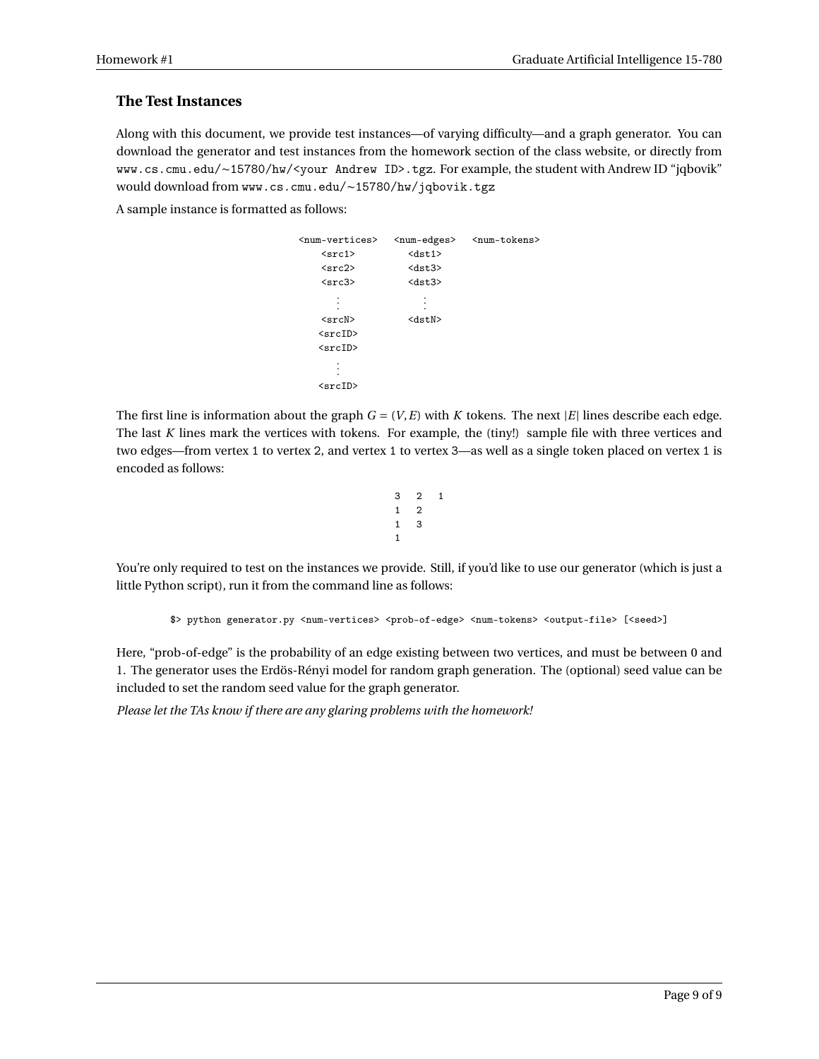### The Test Instances

Along with this document, we provide test instances—of varying difficulty—and a graph generator. You can download the generator and test instances from the homework section of the class website, or directly from `www.cs.cmu.edu/~15780/hw/<your Andrew ID>.tgz`. For example, the student with Andrew ID "jqbovik" would download from `www.cs.cmu.edu/~15780/hw/jqbovik.tgz`

A sample instance is formatted as follows:

```
<num-vertices>   <num-edges>   <num-tokens>
    <src1>          <dst1>
    <src2>          <dst3>
    <src3>          <dst3>
      ⋮               ⋮
    <srcN>          <dstN>
   <srcID>
   <srcID>
      ⋮
   <srcID>
```

The first line is information about the graph $G = (V, E)$ with $K$ tokens. The next $|E|$ lines describe each edge. The last $K$ lines mark the vertices with tokens. For example, the (tiny!) sample file with three vertices and two edges—from vertex 1 to vertex 2, and vertex 1 to vertex 3—as well as a single token placed on vertex 1 is encoded as follows:

```
3  2  1
1  2
1  3
1
```

You're only required to test on the instances we provide. Still, if you'd like to use our generator (which is just a little Python script), run it from the command line as follows:

```
$> python generator.py <num-vertices> <prob-of-edge> <num-tokens> <output-file> [<seed>]
```

Here, "prob-of-edge" is the probability of an edge existing between two vertices, and must be between 0 and 1. The generator uses the Erdös-Rényi model for random graph generation. The (optional) seed value can be included to set the random seed value for the graph generator.

*Please let the TAs know if there are any glaring problems with the homework!*